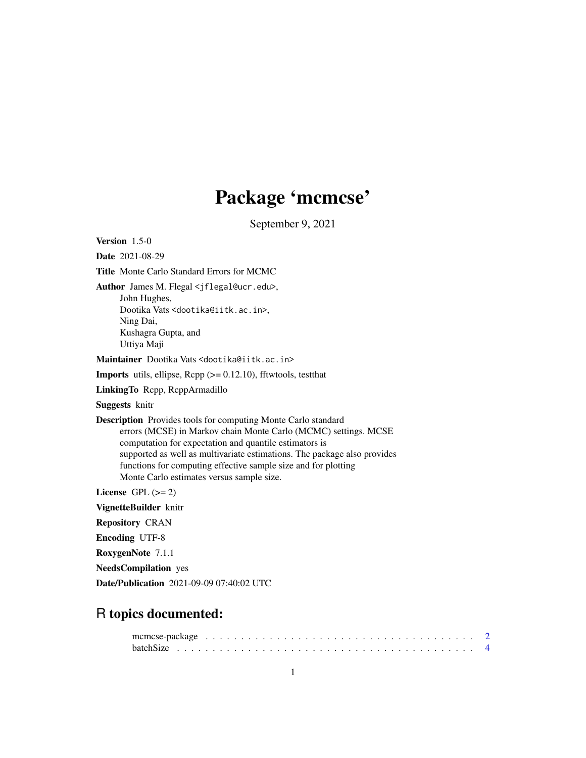# Package 'mcmcse'

September 9, 2021

**Version** 1.5-0

**Date** 2021-08-29

**Title** Monte Carlo Standard Errors for MCMC

**Author** James M. Flegal <jflegal@ucr.edu>,
John Hughes,
Dootika Vats <dootika@iitk.ac.in>,
Ning Dai,
Kushagra Gupta, and
Uttiya Maji

**Maintainer** Dootika Vats <dootika@iitk.ac.in>

**Imports** utils, ellipse, Rcpp (>= 0.12.10), fftwtools, testthat

**LinkingTo** Rcpp, RcppArmadillo

**Suggests** knitr

**Description** Provides tools for computing Monte Carlo standard errors (MCSE) in Markov chain Monte Carlo (MCMC) settings. MCSE computation for expectation and quantile estimators is supported as well as multivariate estimations. The package also provides functions for computing effective sample size and for plotting Monte Carlo estimates versus sample size.

**License** GPL (>= 2)

**VignetteBuilder** knitr

**Repository** CRAN

**Encoding** UTF-8

**RoxygenNote** 7.1.1

**NeedsCompilation** yes

**Date/Publication** 2021-09-09 07:40:02 UTC

## R topics documented:

| | |
|---|---|
| mcmcse-package | 2 |
| batchSize | 4 |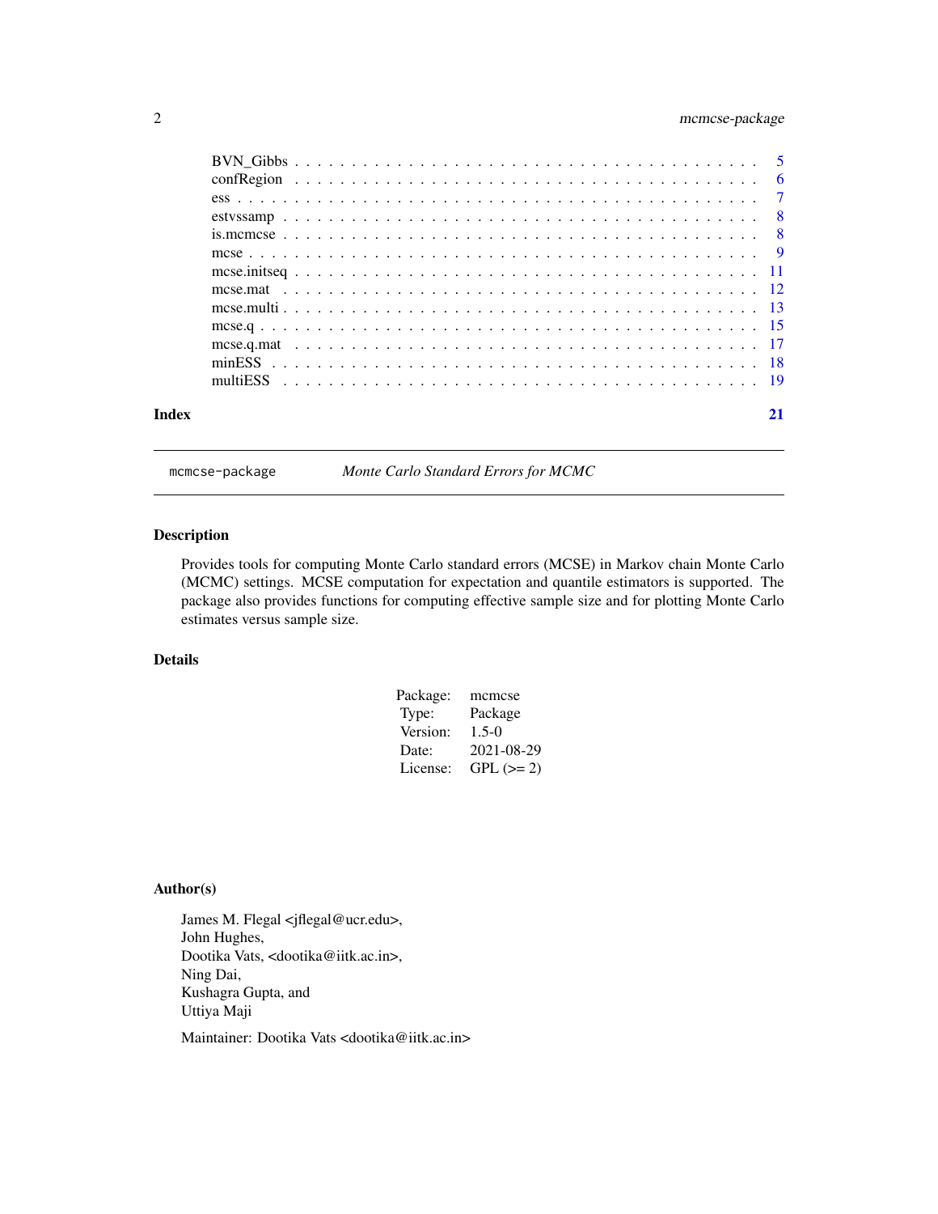| | |
|---|---|
| BVN_Gibbs | 5 |
| confRegion | 6 |
| ess | 7 |
| estvssamp | 8 |
| is.mcmcse | 8 |
| mcse | 9 |
| mcse.initseq | 11 |
| mcse.mat | 12 |
| mcse.multi | 13 |
| mcse.q | 15 |
| mcse.q.mat | 17 |
| minESS | 18 |
| multiESS | 19 |

**Index** **21**

---

`mcmcse-package` *Monte Carlo Standard Errors for MCMC*

---

## Description

Provides tools for computing Monte Carlo standard errors (MCSE) in Markov chain Monte Carlo (MCMC) settings. MCSE computation for expectation and quantile estimators is supported. The package also provides functions for computing effective sample size and for plotting Monte Carlo estimates versus sample size.

## Details

| | |
|---|---|
| Package: | mcmcse |
| Type: | Package |
| Version: | 1.5-0 |
| Date: | 2021-08-29 |
| License: | GPL (>= 2) |

## Author(s)

James M. Flegal <jflegal@ucr.edu>,
John Hughes,
Dootika Vats, <dootika@iitk.ac.in>,
Ning Dai,
Kushagra Gupta, and
Uttiya Maji

Maintainer: Dootika Vats <dootika@iitk.ac.in>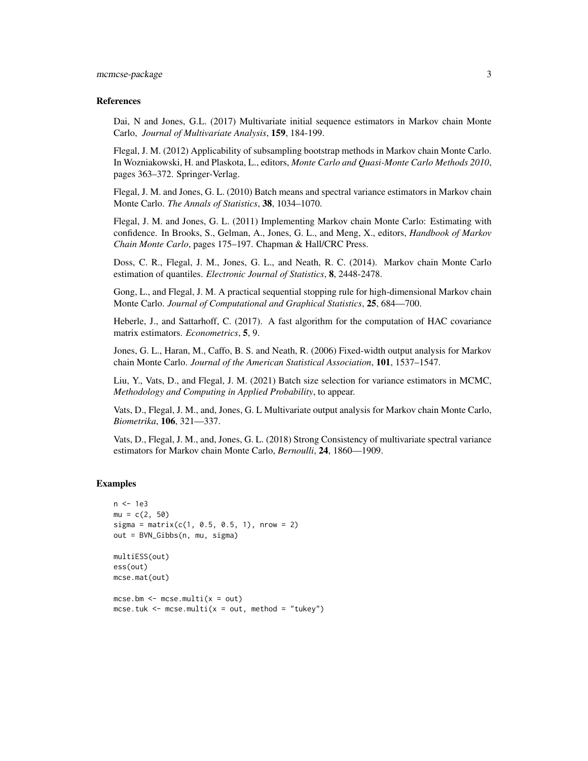## References

Dai, N and Jones, G.L. (2017) Multivariate initial sequence estimators in Markov chain Monte Carlo, *Journal of Multivariate Analysis*, **159**, 184-199.

Flegal, J. M. (2012) Applicability of subsampling bootstrap methods in Markov chain Monte Carlo. In Wozniakowski, H. and Plaskota, L., editors, *Monte Carlo and Quasi-Monte Carlo Methods 2010*, pages 363–372. Springer-Verlag.

Flegal, J. M. and Jones, G. L. (2010) Batch means and spectral variance estimators in Markov chain Monte Carlo. *The Annals of Statistics*, **38**, 1034–1070.

Flegal, J. M. and Jones, G. L. (2011) Implementing Markov chain Monte Carlo: Estimating with confidence. In Brooks, S., Gelman, A., Jones, G. L., and Meng, X., editors, *Handbook of Markov Chain Monte Carlo*, pages 175–197. Chapman & Hall/CRC Press.

Doss, C. R., Flegal, J. M., Jones, G. L., and Neath, R. C. (2014). Markov chain Monte Carlo estimation of quantiles. *Electronic Journal of Statistics*, **8**, 2448-2478.

Gong, L., and Flegal, J. M. A practical sequential stopping rule for high-dimensional Markov chain Monte Carlo. *Journal of Computational and Graphical Statistics*, **25**, 684—700.

Heberle, J., and Sattarhoff, C. (2017). A fast algorithm for the computation of HAC covariance matrix estimators. *Econometrics*, **5**, 9.

Jones, G. L., Haran, M., Caffo, B. S. and Neath, R. (2006) Fixed-width output analysis for Markov chain Monte Carlo. *Journal of the American Statistical Association*, **101**, 1537–1547.

Liu, Y., Vats, D., and Flegal, J. M. (2021) Batch size selection for variance estimators in MCMC, *Methodology and Computing in Applied Probability*, to appear.

Vats, D., Flegal, J. M., and, Jones, G. L Multivariate output analysis for Markov chain Monte Carlo, *Biometrika*, **106**, 321—337.

Vats, D., Flegal, J. M., and, Jones, G. L. (2018) Strong Consistency of multivariate spectral variance estimators for Markov chain Monte Carlo, *Bernoulli*, **24**, 1860—1909.

## Examples

```
n <- 1e3
mu = c(2, 50)
sigma = matrix(c(1, 0.5, 0.5, 1), nrow = 2)
out = BVN_Gibbs(n, mu, sigma)

multiESS(out)
ess(out)
mcse.mat(out)

mcse.bm <- mcse.multi(x = out)
mcse.tuk <- mcse.multi(x = out, method = "tukey")
```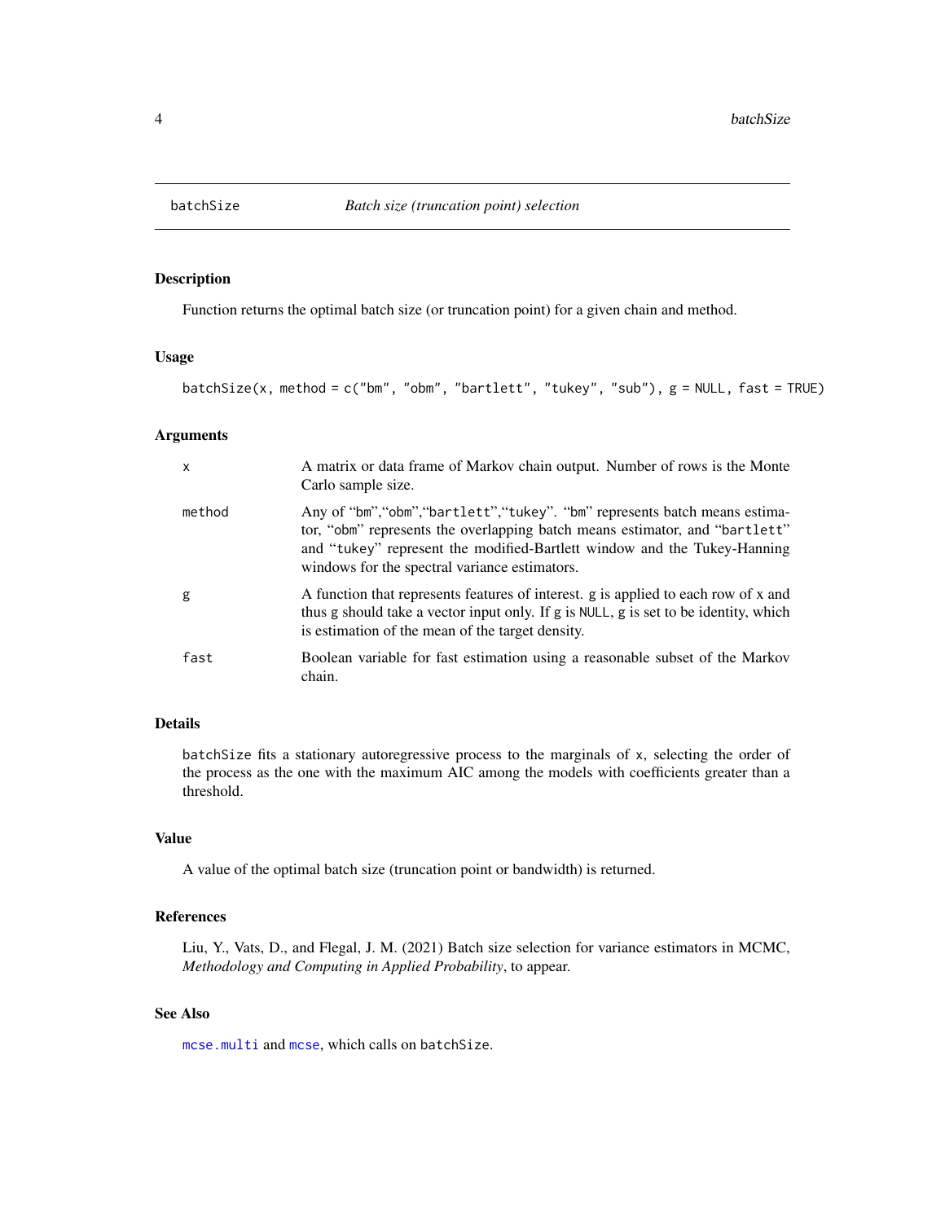## batchSize — *Batch size (truncation point) selection*

### Description

Function returns the optimal batch size (or truncation point) for a given chain and method.

### Usage

```
batchSize(x, method = c("bm", "obm", "bartlett", "tukey", "sub"), g = NULL, fast = TRUE)
```

### Arguments

| | |
|---|---|
| `x` | A matrix or data frame of Markov chain output. Number of rows is the Monte Carlo sample size. |
| `method` | Any of “`bm`”,“`obm`”,“`bartlett`”,“`tukey`”. “`bm`” represents batch means estimator, “`obm`” represents the overlapping batch means estimator, and “`bartlett`” and “`tukey`” represent the modified-Bartlett window and the Tukey-Hanning windows for the spectral variance estimators. |
| `g` | A function that represents features of interest. `g` is applied to each row of x and thus `g` should take a vector input only. If `g` is `NULL`, `g` is set to be identity, which is estimation of the mean of the target density. |
| `fast` | Boolean variable for fast estimation using a reasonable subset of the Markov chain. |

### Details

`batchSize` fits a stationary autoregressive process to the marginals of `x`, selecting the order of the process as the one with the maximum AIC among the models with coefficients greater than a threshold.

### Value

A value of the optimal batch size (truncation point or bandwidth) is returned.

### References

Liu, Y., Vats, D., and Flegal, J. M. (2021) Batch size selection for variance estimators in MCMC, *Methodology and Computing in Applied Probability*, to appear.

### See Also

`mcse.multi` and `mcse`, which calls on `batchSize`.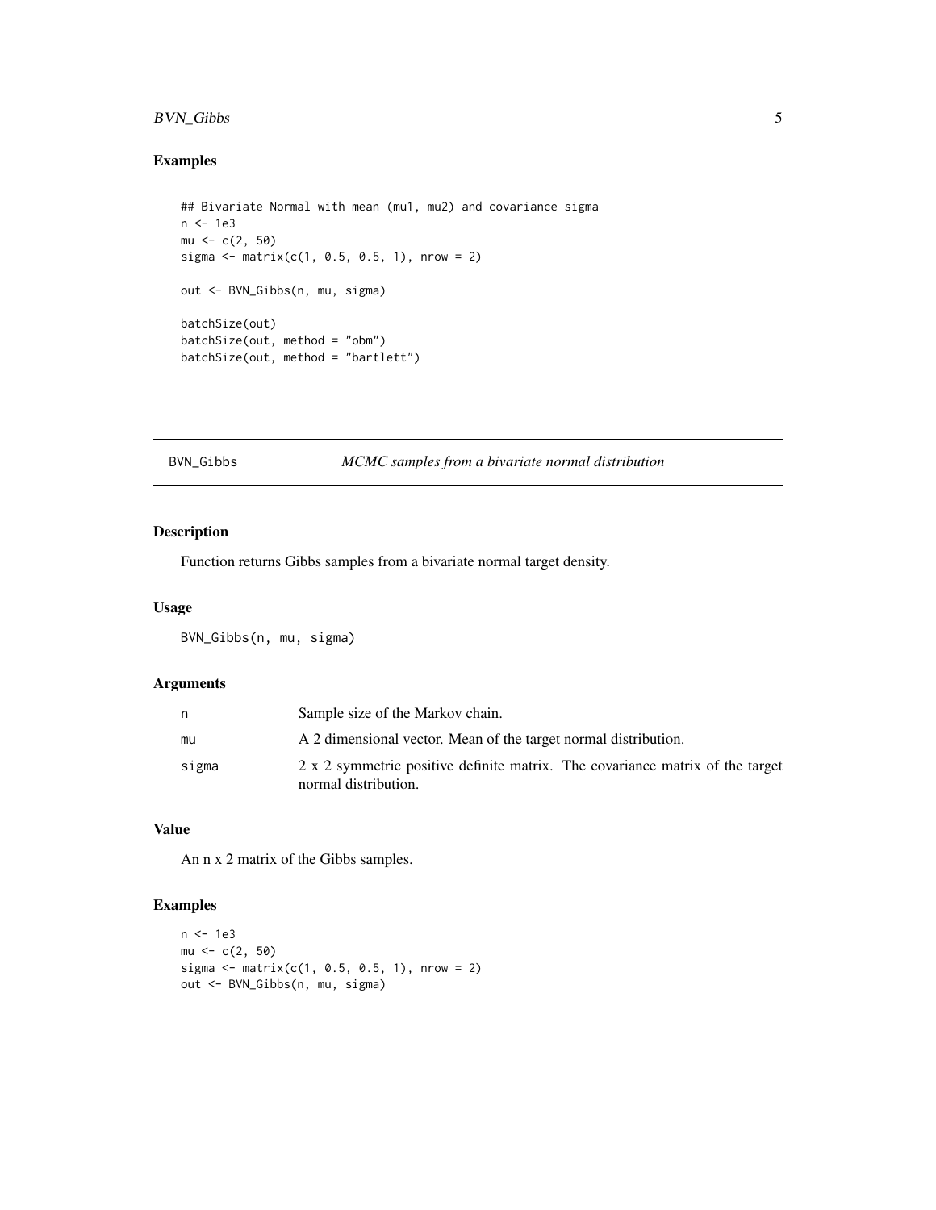### Examples

```
## Bivariate Normal with mean (mu1, mu2) and covariance sigma
n <- 1e3
mu <- c(2, 50)
sigma <- matrix(c(1, 0.5, 0.5, 1), nrow = 2)

out <- BVN_Gibbs(n, mu, sigma)

batchSize(out)
batchSize(out, method = "obm")
batchSize(out, method = "bartlett")
```

---

## BVN_Gibbs *MCMC samples from a bivariate normal distribution*

---

### Description

Function returns Gibbs samples from a bivariate normal target density.

### Usage

```
BVN_Gibbs(n, mu, sigma)
```

### Arguments

| | |
|---|---|
| n | Sample size of the Markov chain. |
| mu | A 2 dimensional vector. Mean of the target normal distribution. |
| sigma | 2 x 2 symmetric positive definite matrix. The covariance matrix of the target normal distribution. |

### Value

An n x 2 matrix of the Gibbs samples.

### Examples

```
n <- 1e3
mu <- c(2, 50)
sigma <- matrix(c(1, 0.5, 0.5, 1), nrow = 2)
out <- BVN_Gibbs(n, mu, sigma)
```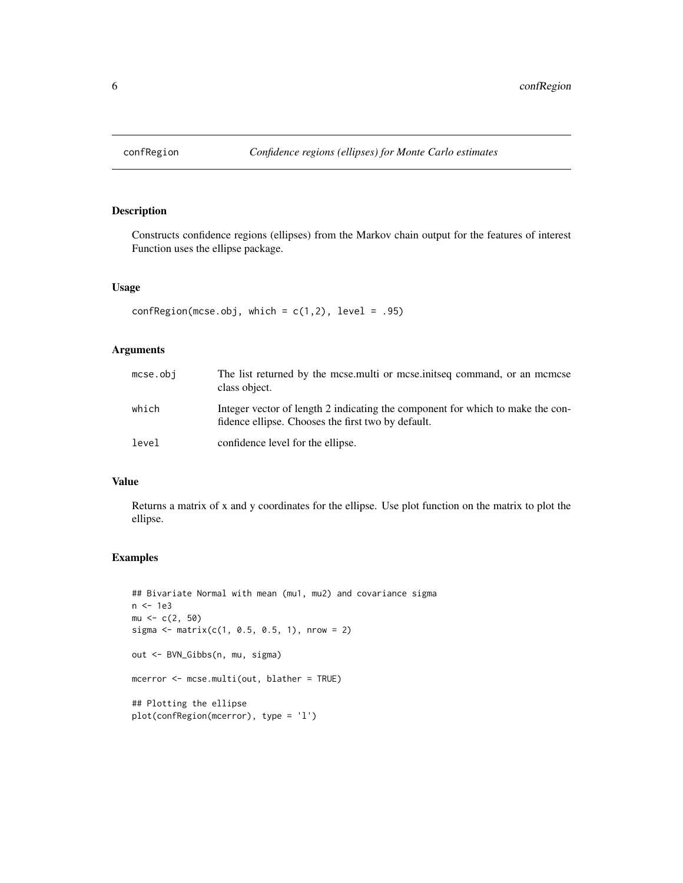# confRegion — *Confidence regions (ellipses) for Monte Carlo estimates*

## Description

Constructs confidence regions (ellipses) from the Markov chain output for the features of interest Function uses the ellipse package.

## Usage

```
confRegion(mcse.obj, which = c(1,2), level = .95)
```

## Arguments

| | |
|---|---|
| mcse.obj | The list returned by the mcse.multi or mcse.initseq command, or an mcmcse class object. |
| which | Integer vector of length 2 indicating the component for which to make the confidence ellipse. Chooses the first two by default. |
| level | confidence level for the ellipse. |

## Value

Returns a matrix of x and y coordinates for the ellipse. Use plot function on the matrix to plot the ellipse.

## Examples

```
## Bivariate Normal with mean (mu1, mu2) and covariance sigma
n <- 1e3
mu <- c(2, 50)
sigma <- matrix(c(1, 0.5, 0.5, 1), nrow = 2)

out <- BVN_Gibbs(n, mu, sigma)

mcerror <- mcse.multi(out, blather = TRUE)

## Plotting the ellipse
plot(confRegion(mcerror), type = 'l')
```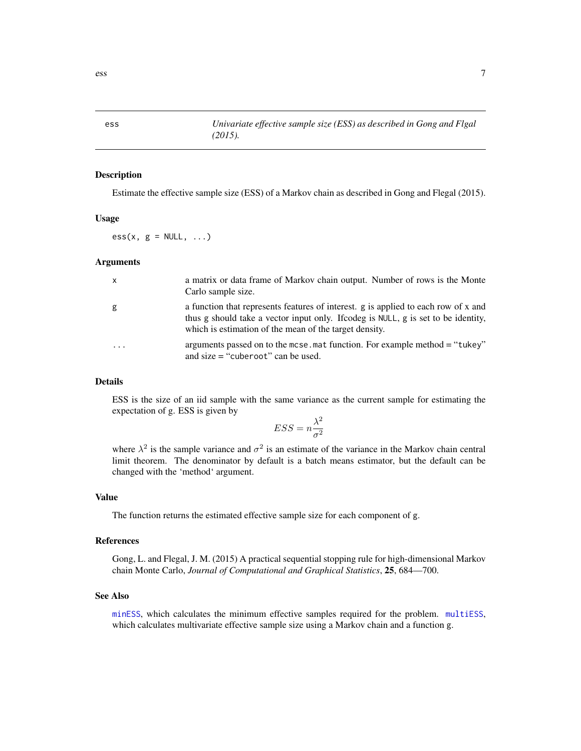## ess — *Univariate effective sample size (ESS) as described in Gong and Flgal (2015).*

### Description

Estimate the effective sample size (ESS) of a Markov chain as described in Gong and Flegal (2015).

### Usage

```
ess(x, g = NULL, ...)
```

### Arguments

| | |
|---|---|
| `x` | a matrix or data frame of Markov chain output. Number of rows is the Monte Carlo sample size. |
| `g` | a function that represents features of interest. `g` is applied to each row of `x` and thus `g` should take a vector input only. Ifcodeg is `NULL`, `g` is set to be identity, which is estimation of the mean of the target density. |
| `...` | arguments passed on to the `mcse.mat` function. For example method = "`tukey`" and size = "`cuberoot`" can be used. |

### Details

ESS is the size of an iid sample with the same variance as the current sample for estimating the expectation of g. ESS is given by

$$ESS = n\frac{\lambda^2}{\sigma^2}$$

where $\lambda^2$ is the sample variance and $\sigma^2$ is an estimate of the variance in the Markov chain central limit theorem. The denominator by default is a batch means estimator, but the default can be changed with the 'method' argument.

### Value

The function returns the estimated effective sample size for each component of g.

### References

Gong, L. and Flegal, J. M. (2015) A practical sequential stopping rule for high-dimensional Markov chain Monte Carlo, *Journal of Computational and Graphical Statistics*, **25**, 684—700.

### See Also

`minESS`, which calculates the minimum effective samples required for the problem. `multiESS`, which calculates multivariate effective sample size using a Markov chain and a function g.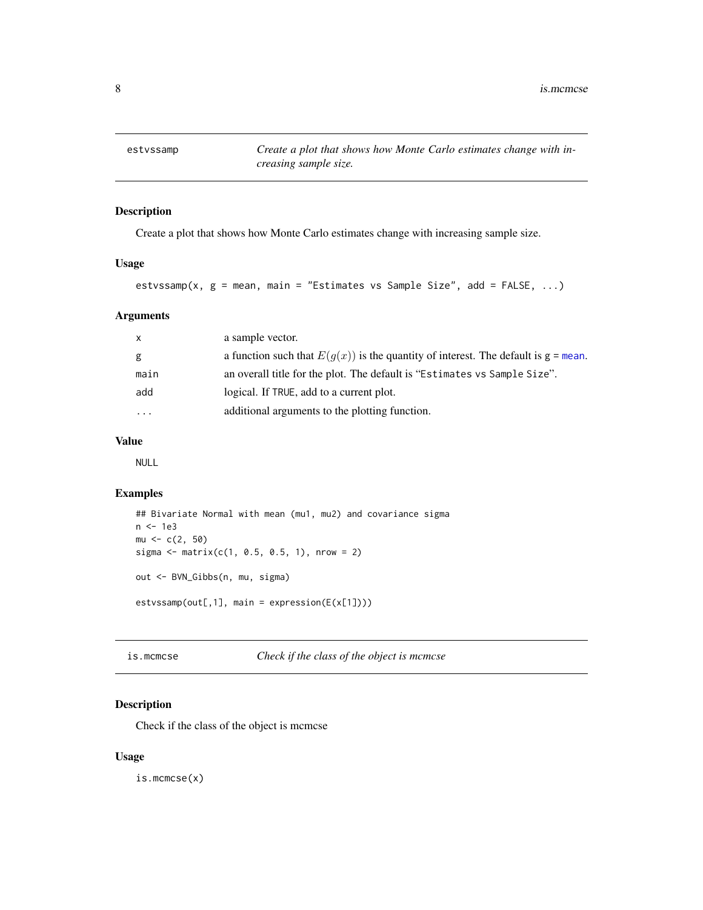## estvssamp — *Create a plot that shows how Monte Carlo estimates change with increasing sample size.*

### Description

Create a plot that shows how Monte Carlo estimates change with increasing sample size.

### Usage

```
estvssamp(x, g = mean, main = "Estimates vs Sample Size", add = FALSE, ...)
```

### Arguments

| | |
|---|---|
| x | a sample vector. |
| g | a function such that $E(g(x))$ is the quantity of interest. The default is g = mean. |
| main | an overall title for the plot. The default is "Estimates vs Sample Size". |
| add | logical. If TRUE, add to a current plot. |
| ... | additional arguments to the plotting function. |

### Value

NULL

### Examples

```
## Bivariate Normal with mean (mu1, mu2) and covariance sigma
n <- 1e3
mu <- c(2, 50)
sigma <- matrix(c(1, 0.5, 0.5, 1), nrow = 2)

out <- BVN_Gibbs(n, mu, sigma)

estvssamp(out[,1], main = expression(E(x[1])))
```

## is.mcmcse — *Check if the class of the object is mcmcse*

### Description

Check if the class of the object is mcmcse

### Usage

```
is.mcmcse(x)
```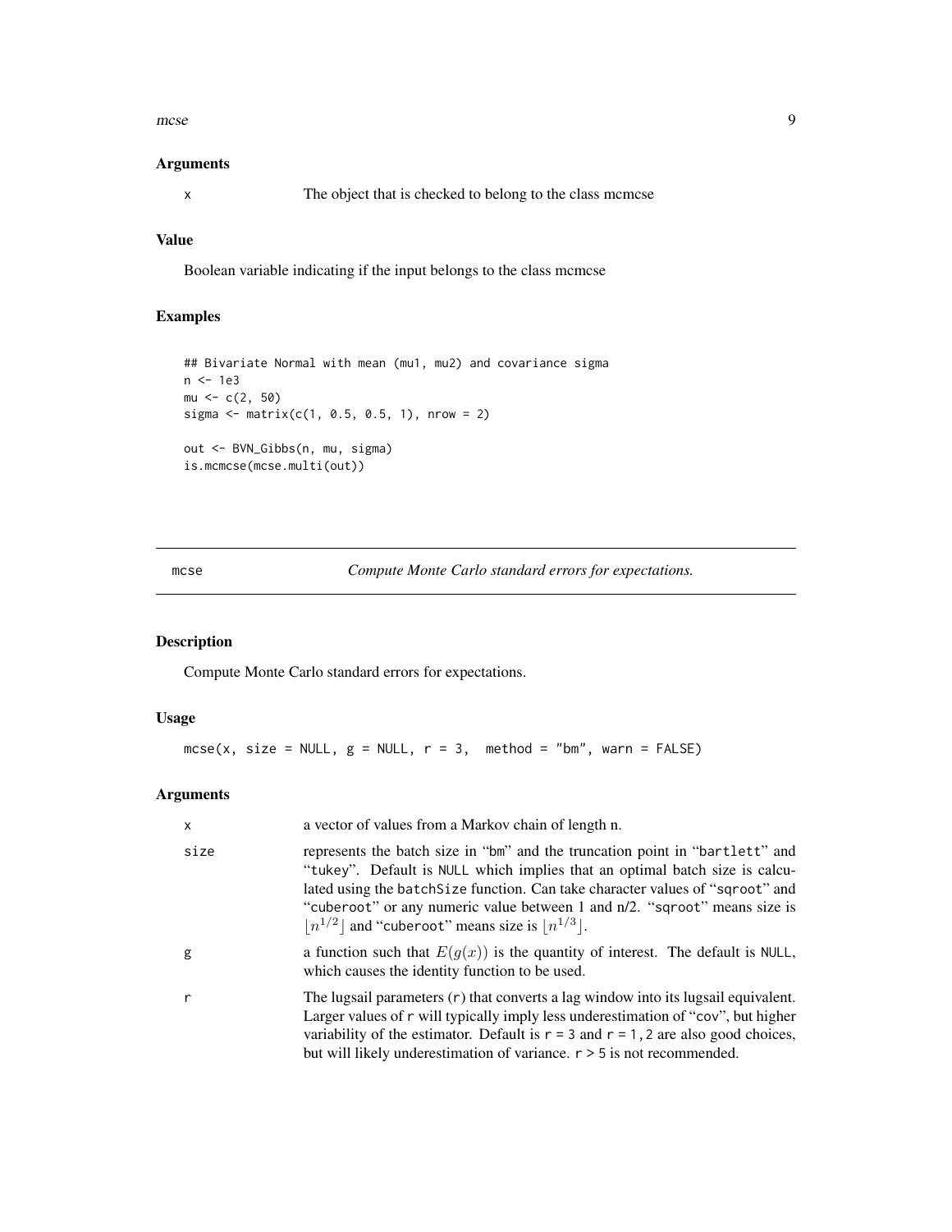### Arguments

| | |
|---|---|
| x | The object that is checked to belong to the class mcmcse |

### Value

Boolean variable indicating if the input belongs to the class mcmcse

### Examples

```
## Bivariate Normal with mean (mu1, mu2) and covariance sigma
n <- 1e3
mu <- c(2, 50)
sigma <- matrix(c(1, 0.5, 0.5, 1), nrow = 2)

out <- BVN_Gibbs(n, mu, sigma)
is.mcmcse(mcse.multi(out))
```

---

## mcse — *Compute Monte Carlo standard errors for expectations.*

### Description

Compute Monte Carlo standard errors for expectations.

### Usage

```
mcse(x, size = NULL, g = NULL, r = 3,  method = "bm", warn = FALSE)
```

### Arguments

| | |
|---|---|
| x | a vector of values from a Markov chain of length n. |
| size | represents the batch size in "bm" and the truncation point in "bartlett" and "tukey". Default is NULL which implies that an optimal batch size is calculated using the batchSize function. Can take character values of "sqroot" and "cuberoot" or any numeric value between 1 and n/2. "sqroot" means size is $\lfloor n^{1/2} \rfloor$ and "cuberoot" means size is $\lfloor n^{1/3} \rfloor$. |
| g | a function such that $E(g(x))$ is the quantity of interest. The default is NULL, which causes the identity function to be used. |
| r | The lugsail parameters (r) that converts a lag window into its lugsail equivalent. Larger values of r will typically imply less underestimation of "cov", but higher variability of the estimator. Default is r = 3 and r = 1,2 are also good choices, but will likely underestimation of variance. r > 5 is not recommended. |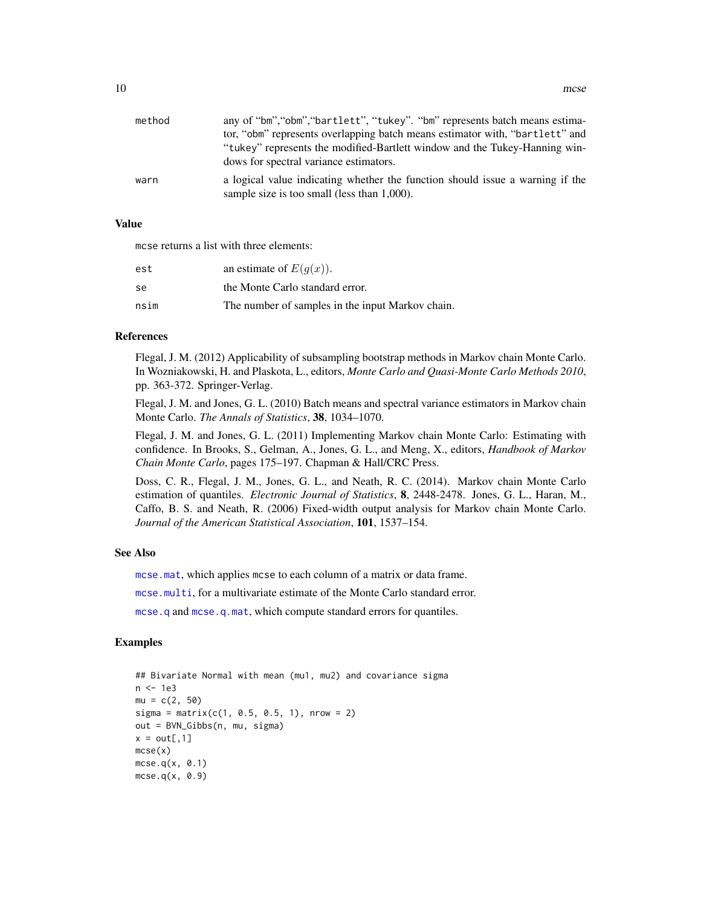| | |
|---|---|
| `method` | any of "bm","obm","bartlett", "tukey". "bm" represents batch means estimator, "obm" represents overlapping batch means estimator with, "bartlett" and "tukey" represents the modified-Bartlett window and the Tukey-Hanning windows for spectral variance estimators. |
| `warn` | a logical value indicating whether the function should issue a warning if the sample size is too small (less than 1,000). |

## Value

`mcse` returns a list with three elements:

| | |
|---|---|
| `est` | an estimate of $E(g(x))$. |
| `se` | the Monte Carlo standard error. |
| `nsim` | The number of samples in the input Markov chain. |

## References

Flegal, J. M. (2012) Applicability of subsampling bootstrap methods in Markov chain Monte Carlo. In Wozniakowski, H. and Plaskota, L., editors, *Monte Carlo and Quasi-Monte Carlo Methods 2010*, pp. 363-372. Springer-Verlag.

Flegal, J. M. and Jones, G. L. (2010) Batch means and spectral variance estimators in Markov chain Monte Carlo. *The Annals of Statistics*, **38**, 1034–1070.

Flegal, J. M. and Jones, G. L. (2011) Implementing Markov chain Monte Carlo: Estimating with confidence. In Brooks, S., Gelman, A., Jones, G. L., and Meng, X., editors, *Handbook of Markov Chain Monte Carlo*, pages 175–197. Chapman & Hall/CRC Press.

Doss, C. R., Flegal, J. M., Jones, G. L., and Neath, R. C. (2014). Markov chain Monte Carlo estimation of quantiles. *Electronic Journal of Statistics*, **8**, 2448-2478. Jones, G. L., Haran, M., Caffo, B. S. and Neath, R. (2006) Fixed-width output analysis for Markov chain Monte Carlo. *Journal of the American Statistical Association*, **101**, 1537–154.

## See Also

`mcse.mat`, which applies `mcse` to each column of a matrix or data frame.

`mcse.multi`, for a multivariate estimate of the Monte Carlo standard error.

`mcse.q` and `mcse.q.mat`, which compute standard errors for quantiles.

## Examples

```
## Bivariate Normal with mean (mu1, mu2) and covariance sigma
n <- 1e3
mu = c(2, 50)
sigma = matrix(c(1, 0.5, 0.5, 1), nrow = 2)
out = BVN_Gibbs(n, mu, sigma)
x = out[,1]
mcse(x)
mcse.q(x, 0.1)
mcse.q(x, 0.9)
```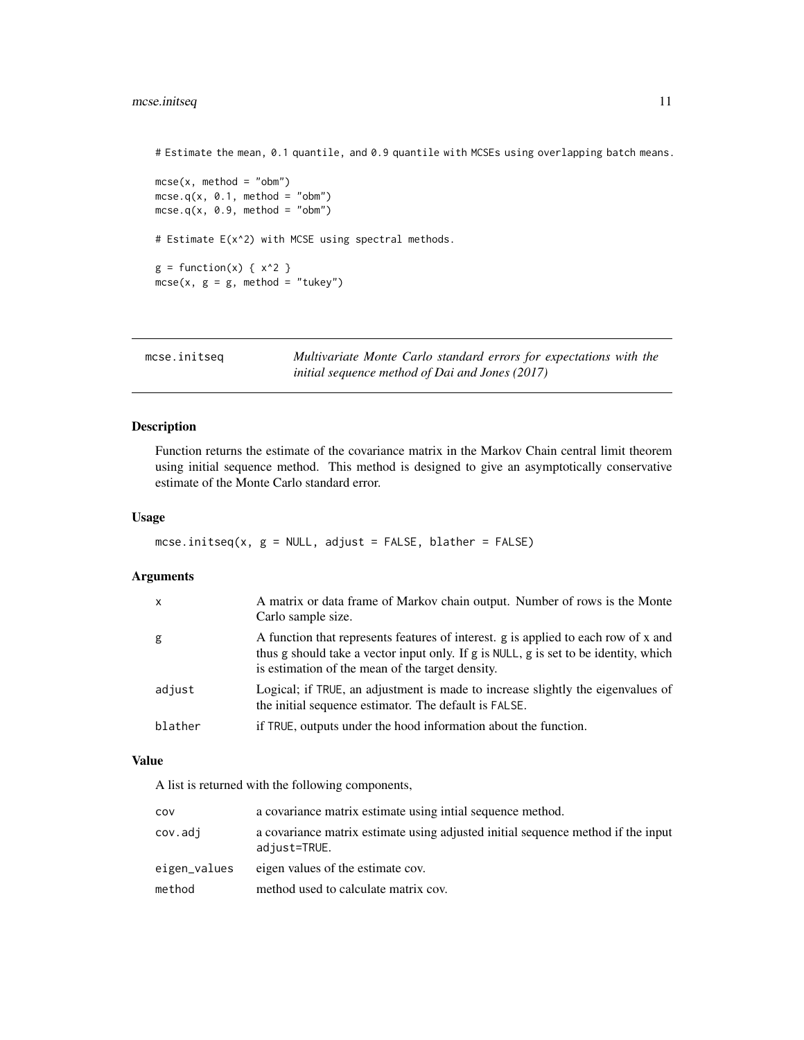```
# Estimate the mean, 0.1 quantile, and 0.9 quantile with MCSEs using overlapping batch means.

mcse(x, method = "obm")
mcse.q(x, 0.1, method = "obm")
mcse.q(x, 0.9, method = "obm")

# Estimate E(x^2) with MCSE using spectral methods.

g = function(x) { x^2 }
mcse(x, g = g, method = "tukey")
```

## mcse.initseq — *Multivariate Monte Carlo standard errors for expectations with the initial sequence method of Dai and Jones (2017)*

### Description

Function returns the estimate of the covariance matrix in the Markov Chain central limit theorem using initial sequence method. This method is designed to give an asymptotically conservative estimate of the Monte Carlo standard error.

### Usage

```
mcse.initseq(x, g = NULL, adjust = FALSE, blather = FALSE)
```

### Arguments

| | |
|---|---|
| `x` | A matrix or data frame of Markov chain output. Number of rows is the Monte Carlo sample size. |
| `g` | A function that represents features of interest. g is applied to each row of x and thus g should take a vector input only. If g is `NULL`, g is set to be identity, which is estimation of the mean of the target density. |
| `adjust` | Logical; if `TRUE`, an adjustment is made to increase slightly the eigenvalues of the initial sequence estimator. The default is `FALSE`. |
| `blather` | if `TRUE`, outputs under the hood information about the function. |

### Value

A list is returned with the following components,

| | |
|---|---|
| `cov` | a covariance matrix estimate using intial sequence method. |
| `cov.adj` | a covariance matrix estimate using adjusted initial sequence method if the input `adjust=TRUE`. |
| `eigen_values` | eigen values of the estimate cov. |
| `method` | method used to calculate matrix cov. |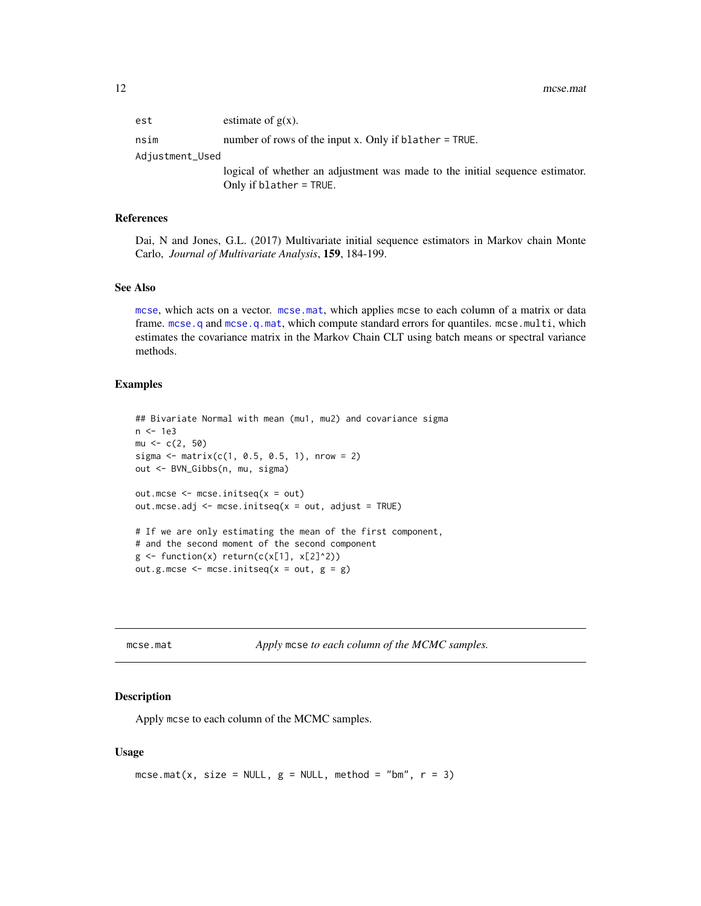est	estimate of g(x).

nsim	number of rows of the input x. Only if `blather = TRUE`.

Adjustment_Used
	logical of whether an adjustment was made to the initial sequence estimator. Only if `blather = TRUE`.

### References

Dai, N and Jones, G.L. (2017) Multivariate initial sequence estimators in Markov chain Monte Carlo, *Journal of Multivariate Analysis*, **159**, 184-199.

### See Also

`mcse`, which acts on a vector. `mcse.mat`, which applies `mcse` to each column of a matrix or data frame. `mcse.q` and `mcse.q.mat`, which compute standard errors for quantiles. `mcse.multi`, which estimates the covariance matrix in the Markov Chain CLT using batch means or spectral variance methods.

### Examples

```
## Bivariate Normal with mean (mu1, mu2) and covariance sigma
n <- 1e3
mu <- c(2, 50)
sigma <- matrix(c(1, 0.5, 0.5, 1), nrow = 2)
out <- BVN_Gibbs(n, mu, sigma)

out.mcse <- mcse.initseq(x = out)
out.mcse.adj <- mcse.initseq(x = out, adjust = TRUE)

# If we are only estimating the mean of the first component,
# and the second moment of the second component
g <- function(x) return(c(x[1], x[2]^2))
out.g.mcse <- mcse.initseq(x = out, g = g)
```

---

## mcse.mat — *Apply* `mcse` *to each column of the MCMC samples.*

### Description

Apply `mcse` to each column of the MCMC samples.

### Usage

```
mcse.mat(x, size = NULL, g = NULL, method = "bm", r = 3)
```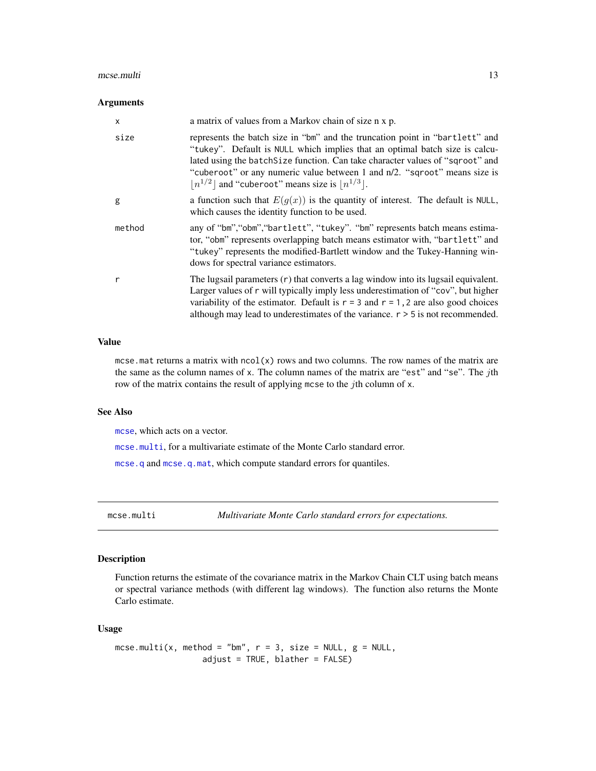### Arguments

| | |
|---|---|
| x | a matrix of values from a Markov chain of size n x p. |
| size | represents the batch size in "bm" and the truncation point in "bartlett" and "tukey". Default is NULL which implies that an optimal batch size is calculated using the batchSize function. Can take character values of "sqroot" and "cuberoot" or any numeric value between 1 and n/2. "sqroot" means size is $\lfloor n^{1/2} \rfloor$ and "cuberoot" means size is $\lfloor n^{1/3} \rfloor$. |
| g | a function such that $E(g(x))$ is the quantity of interest. The default is NULL, which causes the identity function to be used. |
| method | any of "bm","obm","bartlett", "tukey". "bm" represents batch means estimator, "obm" represents overlapping batch means estimator with, "bartlett" and "tukey" represents the modified-Bartlett window and the Tukey-Hanning windows for spectral variance estimators. |
| r | The lugsail parameters (r) that converts a lag window into its lugsail equivalent. Larger values of r will typically imply less underestimation of "cov", but higher variability of the estimator. Default is r = 3 and r = 1,2 are also good choices although may lead to underestimates of the variance. r > 5 is not recommended. |

### Value

mcse.mat returns a matrix with ncol(x) rows and two columns. The row names of the matrix are the same as the column names of x. The column names of the matrix are "est" and "se". The $j$th row of the matrix contains the result of applying mcse to the $j$th column of x.

### See Also

mcse, which acts on a vector.

mcse.multi, for a multivariate estimate of the Monte Carlo standard error.

mcse.q and mcse.q.mat, which compute standard errors for quantiles.

---

## mcse.multi — *Multivariate Monte Carlo standard errors for expectations.*

### Description

Function returns the estimate of the covariance matrix in the Markov Chain CLT using batch means or spectral variance methods (with different lag windows). The function also returns the Monte Carlo estimate.

### Usage

```
mcse.multi(x, method = "bm", r = 3, size = NULL, g = NULL,
                  adjust = TRUE, blather = FALSE)
```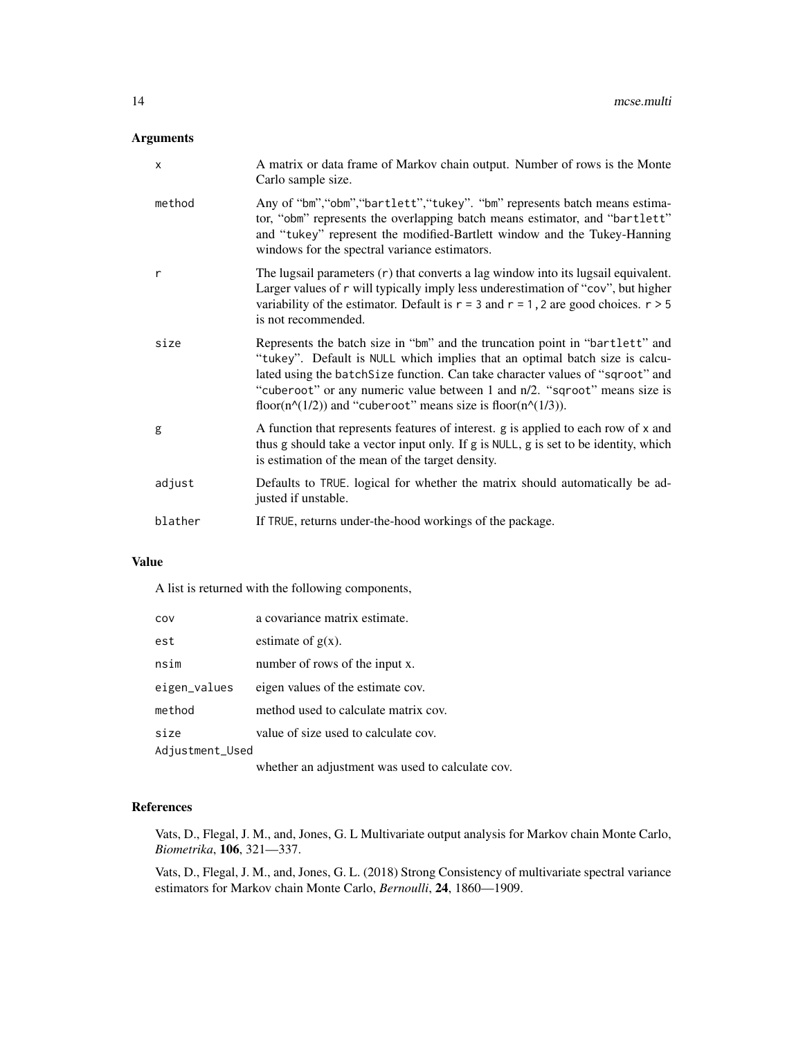## Arguments

| | |
|---|---|
| `x` | A matrix or data frame of Markov chain output. Number of rows is the Monte Carlo sample size. |
| `method` | Any of "`bm`","`obm`","`bartlett`","`tukey`". "`bm`" represents batch means estimator, "`obm`" represents the overlapping batch means estimator, and "`bartlett`" and "`tukey`" represent the modified-Bartlett window and the Tukey-Hanning windows for the spectral variance estimators. |
| `r` | The lugsail parameters (`r`) that converts a lag window into its lugsail equivalent. Larger values of `r` will typically imply less underestimation of "`cov`", but higher variability of the estimator. Default is `r = 3` and `r = 1,2` are good choices. `r > 5` is not recommended. |
| `size` | Represents the batch size in "`bm`" and the truncation point in "`bartlett`" and "`tukey`". Default is `NULL` which implies that an optimal batch size is calculated using the `batchSize` function. Can take character values of "`sqroot`" and "`cuberoot`" or any numeric value between 1 and n/2. "`sqroot`" means size is floor(n^(1/2)) and "`cuberoot`" means size is floor(n^(1/3)). |
| `g` | A function that represents features of interest. `g` is applied to each row of `x` and thus `g` should take a vector input only. If `g` is `NULL`, `g` is set to be identity, which is estimation of the mean of the target density. |
| `adjust` | Defaults to `TRUE`. logical for whether the matrix should automatically be adjusted if unstable. |
| `blather` | If `TRUE`, returns under-the-hood workings of the package. |

## Value

A list is returned with the following components,

| | |
|---|---|
| `cov` | a covariance matrix estimate. |
| `est` | estimate of g(x). |
| `nsim` | number of rows of the input x. |
| `eigen_values` | eigen values of the estimate cov. |
| `method` | method used to calculate matrix cov. |
| `size` | value of size used to calculate cov. |
| `Adjustment_Used` | whether an adjustment was used to calculate cov. |

## References

Vats, D., Flegal, J. M., and, Jones, G. L Multivariate output analysis for Markov chain Monte Carlo, *Biometrika*, **106**, 321—337.

Vats, D., Flegal, J. M., and, Jones, G. L. (2018) Strong Consistency of multivariate spectral variance estimators for Markov chain Monte Carlo, *Bernoulli*, **24**, 1860—1909.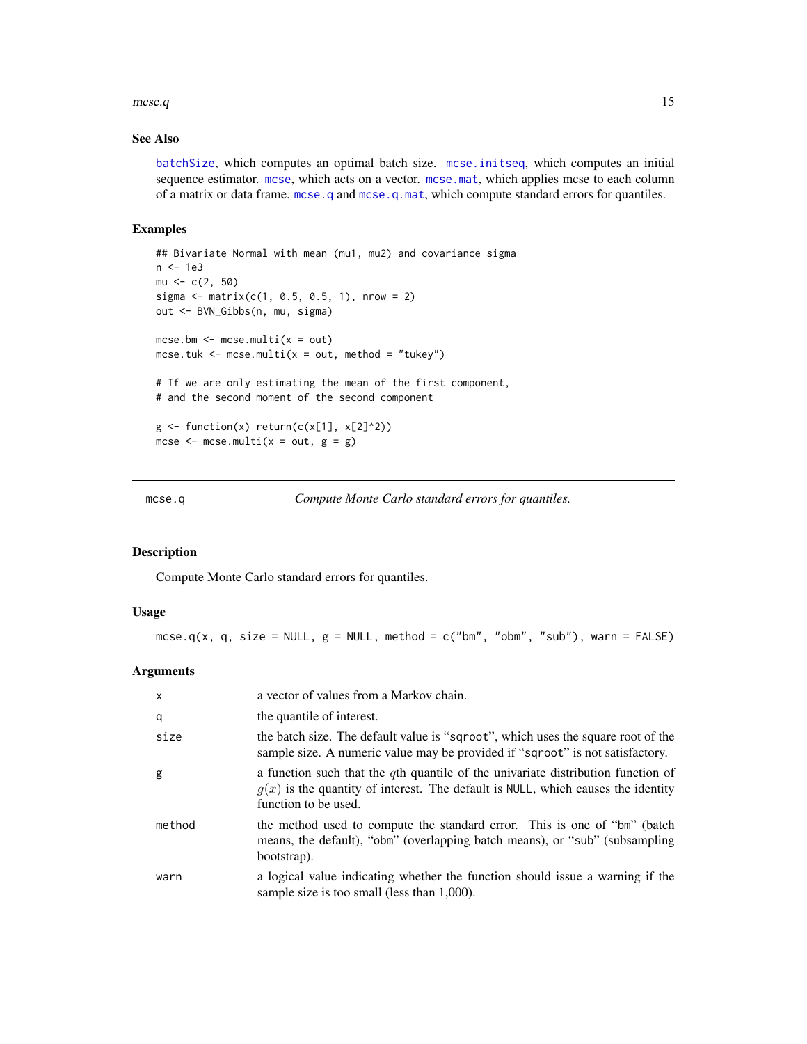### See Also

batchSize, which computes an optimal batch size. mcse.initseq, which computes an initial sequence estimator. mcse, which acts on a vector. mcse.mat, which applies mcse to each column of a matrix or data frame. mcse.q and mcse.q.mat, which compute standard errors for quantiles.

### Examples

```
## Bivariate Normal with mean (mu1, mu2) and covariance sigma
n <- 1e3
mu <- c(2, 50)
sigma <- matrix(c(1, 0.5, 0.5, 1), nrow = 2)
out <- BVN_Gibbs(n, mu, sigma)

mcse.bm <- mcse.multi(x = out)
mcse.tuk <- mcse.multi(x = out, method = "tukey")

# If we are only estimating the mean of the first component,
# and the second moment of the second component

g <- function(x) return(c(x[1], x[2]^2))
mcse <- mcse.multi(x = out, g = g)
```

---

## mcse.q — *Compute Monte Carlo standard errors for quantiles.*

### Description

Compute Monte Carlo standard errors for quantiles.

### Usage

```
mcse.q(x, q, size = NULL, g = NULL, method = c("bm", "obm", "sub"), warn = FALSE)
```

### Arguments

| Argument | Description |
|---|---|
| x | a vector of values from a Markov chain. |
| q | the quantile of interest. |
| size | the batch size. The default value is "sqroot", which uses the square root of the sample size. A numeric value may be provided if "sqroot" is not satisfactory. |
| g | a function such that the $q$th quantile of the univariate distribution function of $g(x)$ is the quantity of interest. The default is NULL, which causes the identity function to be used. |
| method | the method used to compute the standard error. This is one of "bm" (batch means, the default), "obm" (overlapping batch means), or "sub" (subsampling bootstrap). |
| warn | a logical value indicating whether the function should issue a warning if the sample size is too small (less than 1,000). |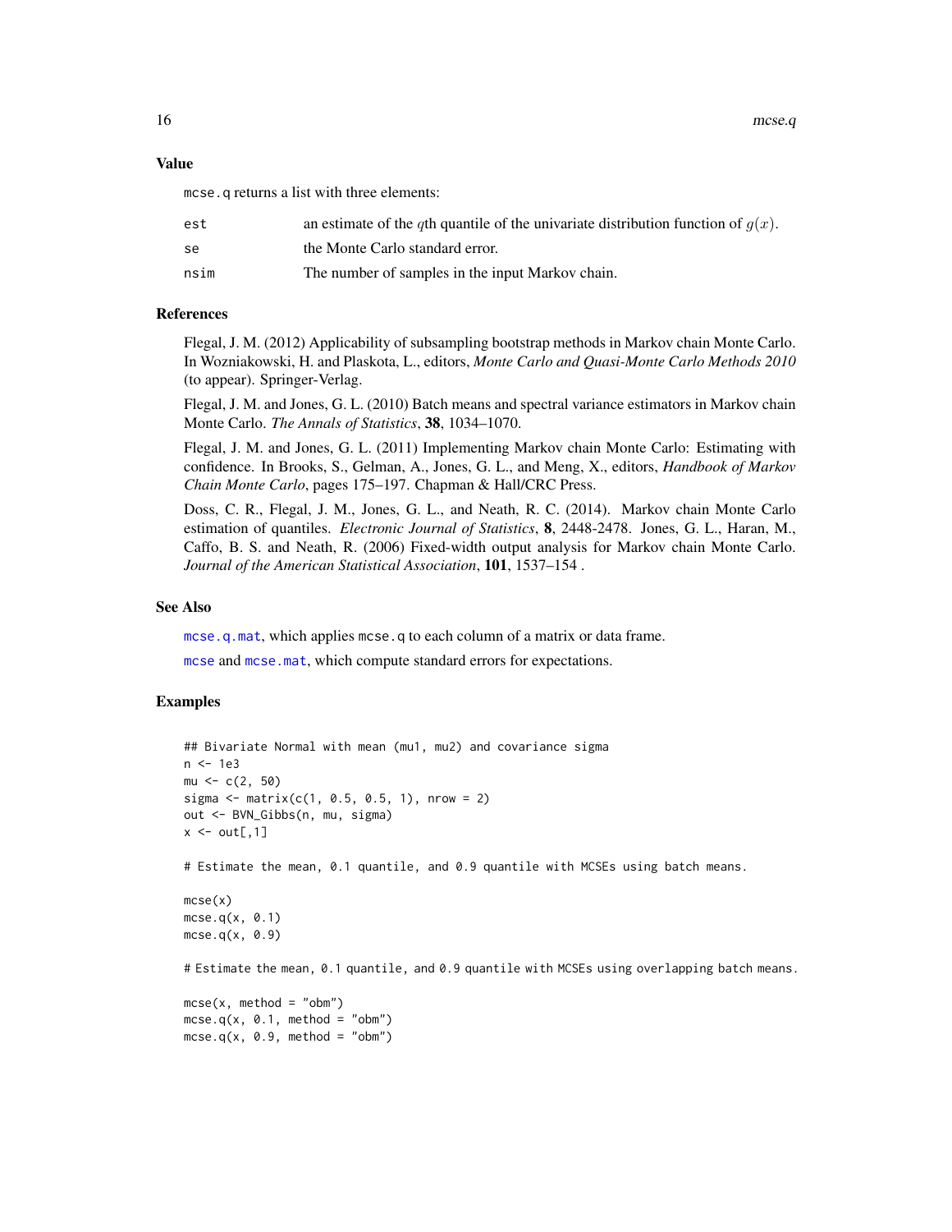### Value

mcse.q returns a list with three elements:

| | |
|---|---|
| est | an estimate of the $q$th quantile of the univariate distribution function of $g(x)$. |
| se | the Monte Carlo standard error. |
| nsim | The number of samples in the input Markov chain. |

### References

Flegal, J. M. (2012) Applicability of subsampling bootstrap methods in Markov chain Monte Carlo. In Wozniakowski, H. and Plaskota, L., editors, *Monte Carlo and Quasi-Monte Carlo Methods 2010* (to appear). Springer-Verlag.

Flegal, J. M. and Jones, G. L. (2010) Batch means and spectral variance estimators in Markov chain Monte Carlo. *The Annals of Statistics*, **38**, 1034–1070.

Flegal, J. M. and Jones, G. L. (2011) Implementing Markov chain Monte Carlo: Estimating with confidence. In Brooks, S., Gelman, A., Jones, G. L., and Meng, X., editors, *Handbook of Markov Chain Monte Carlo*, pages 175–197. Chapman & Hall/CRC Press.

Doss, C. R., Flegal, J. M., Jones, G. L., and Neath, R. C. (2014). Markov chain Monte Carlo estimation of quantiles. *Electronic Journal of Statistics*, **8**, 2448-2478. Jones, G. L., Haran, M., Caffo, B. S. and Neath, R. (2006) Fixed-width output analysis for Markov chain Monte Carlo. *Journal of the American Statistical Association*, **101**, 1537–154 .

### See Also

mcse.q.mat, which applies mcse.q to each column of a matrix or data frame.

mcse and mcse.mat, which compute standard errors for expectations.

### Examples

```
## Bivariate Normal with mean (mu1, mu2) and covariance sigma
n <- 1e3
mu <- c(2, 50)
sigma <- matrix(c(1, 0.5, 0.5, 1), nrow = 2)
out <- BVN_Gibbs(n, mu, sigma)
x <- out[,1]

# Estimate the mean, 0.1 quantile, and 0.9 quantile with MCSEs using batch means.

mcse(x)
mcse.q(x, 0.1)
mcse.q(x, 0.9)

# Estimate the mean, 0.1 quantile, and 0.9 quantile with MCSEs using overlapping batch means.

mcse(x, method = "obm")
mcse.q(x, 0.1, method = "obm")
mcse.q(x, 0.9, method = "obm")
```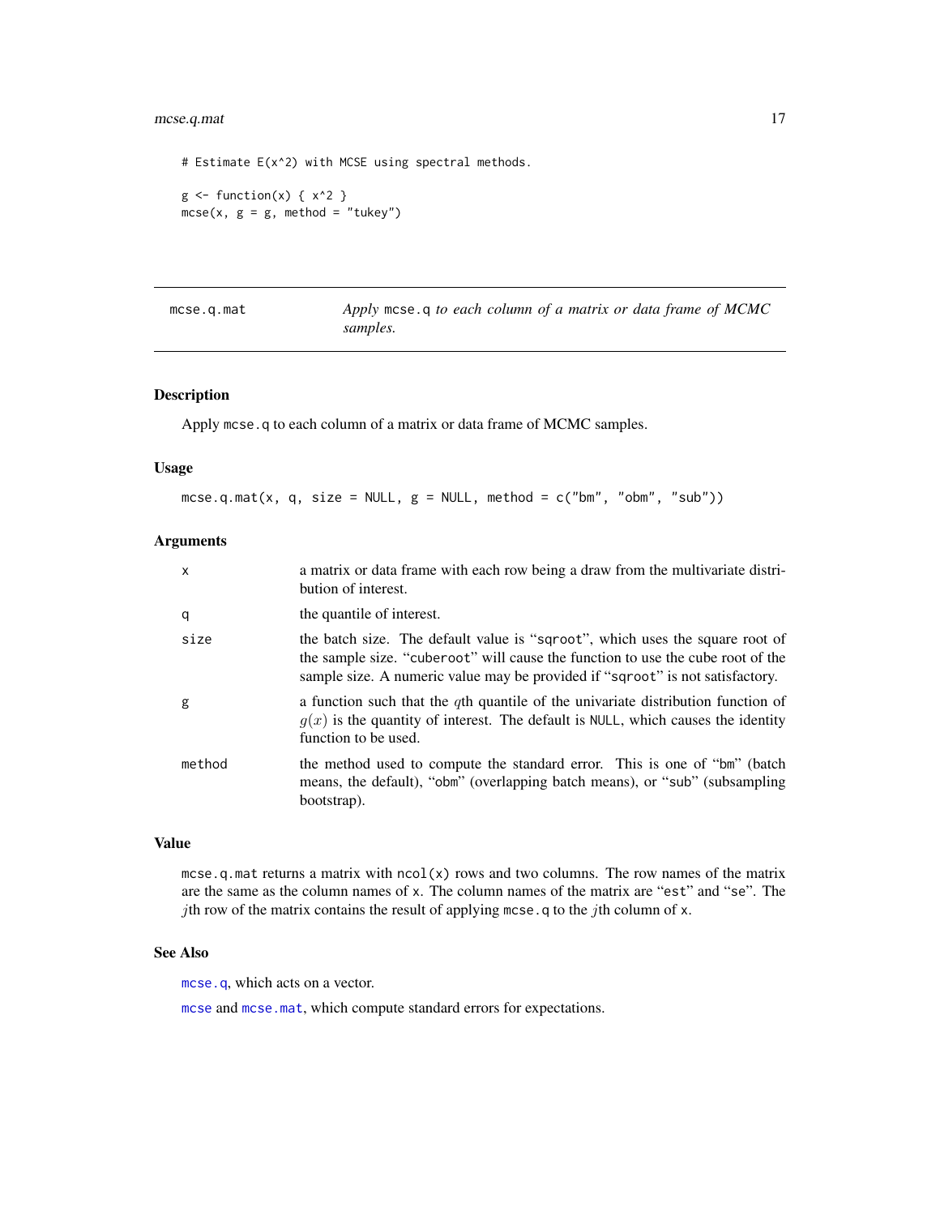```
# Estimate E(x^2) with MCSE using spectral methods.

g <- function(x) { x^2 }
mcse(x, g = g, method = "tukey")
```

---

## mcse.q.mat — *Apply* `mcse.q` *to each column of a matrix or data frame of MCMC samples.*

### Description

Apply `mcse.q` to each column of a matrix or data frame of MCMC samples.

### Usage

```
mcse.q.mat(x, q, size = NULL, g = NULL, method = c("bm", "obm", "sub"))
```

### Arguments

| | |
|---|---|
| `x` | a matrix or data frame with each row being a draw from the multivariate distribution of interest. |
| `q` | the quantile of interest. |
| `size` | the batch size. The default value is "`sqroot`", which uses the square root of the sample size. "`cuberoot`" will cause the function to use the cube root of the sample size. A numeric value may be provided if "`sqroot`" is not satisfactory. |
| `g` | a function such that the $q$th quantile of the univariate distribution function of $g(x)$ is the quantity of interest. The default is `NULL`, which causes the identity function to be used. |
| `method` | the method used to compute the standard error. This is one of "`bm`" (batch means, the default), "`obm`" (overlapping batch means), or "`sub`" (subsampling bootstrap). |

### Value

`mcse.q.mat` returns a matrix with `ncol(x)` rows and two columns. The row names of the matrix are the same as the column names of `x`. The column names of the matrix are "`est`" and "`se`". The $j$th row of the matrix contains the result of applying `mcse.q` to the $j$th column of `x`.

### See Also

`mcse.q`, which acts on a vector.

`mcse` and `mcse.mat`, which compute standard errors for expectations.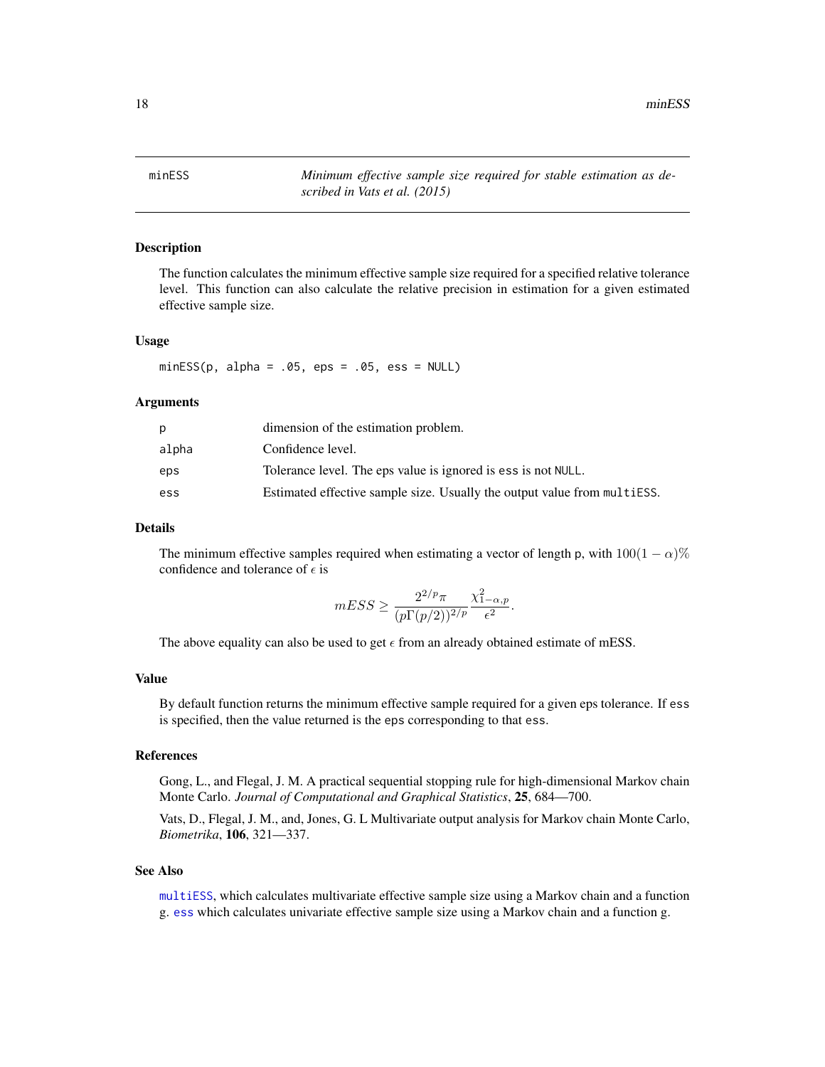minESS *Minimum effective sample size required for stable estimation as described in Vats et al. (2015)*

### Description

The function calculates the minimum effective sample size required for a specified relative tolerance level. This function can also calculate the relative precision in estimation for a given estimated effective sample size.

### Usage

```
minESS(p, alpha = .05, eps = .05, ess = NULL)
```

### Arguments

| | |
|---|---|
| p | dimension of the estimation problem. |
| alpha | Confidence level. |
| eps | Tolerance level. The eps value is ignored is ess is not NULL. |
| ess | Estimated effective sample size. Usually the output value from multiESS. |

### Details

The minimum effective samples required when estimating a vector of length p, with $100(1-\alpha)\%$ confidence and tolerance of $\epsilon$ is

$$mESS \geq \frac{2^{2/p}\pi}{(p\Gamma(p/2))^{2/p}} \frac{\chi^2_{1-\alpha,p}}{\epsilon^2}.$$

The above equality can also be used to get $\epsilon$ from an already obtained estimate of mESS.

### Value

By default function returns the minimum effective sample required for a given eps tolerance. If ess is specified, then the value returned is the eps corresponding to that ess.

### References

Gong, L., and Flegal, J. M. A practical sequential stopping rule for high-dimensional Markov chain Monte Carlo. *Journal of Computational and Graphical Statistics*, **25**, 684—700.

Vats, D., Flegal, J. M., and, Jones, G. L Multivariate output analysis for Markov chain Monte Carlo, *Biometrika*, **106**, 321—337.

### See Also

multiESS, which calculates multivariate effective sample size using a Markov chain and a function g. ess which calculates univariate effective sample size using a Markov chain and a function g.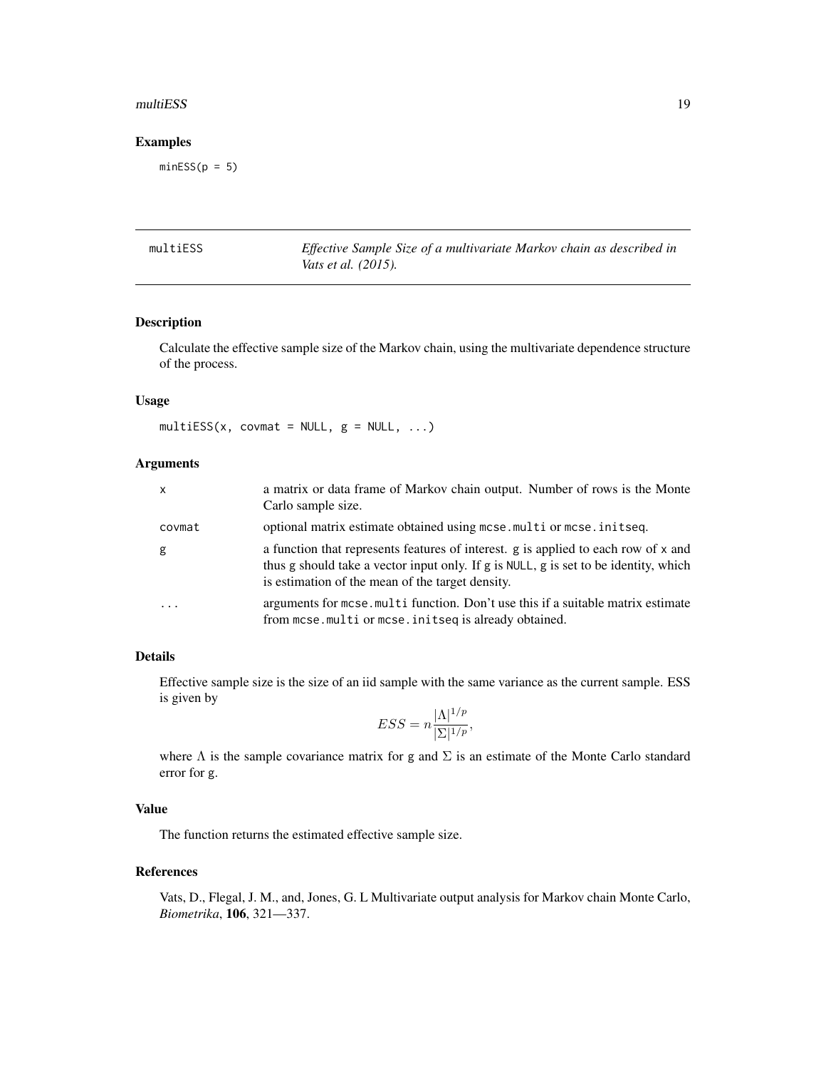## Examples

```
minESS(p = 5)
```

---

## multiESS — *Effective Sample Size of a multivariate Markov chain as described in Vats et al. (2015).*

### Description

Calculate the effective sample size of the Markov chain, using the multivariate dependence structure of the process.

### Usage

```
multiESS(x, covmat = NULL, g = NULL, ...)
```

### Arguments

| | |
|---|---|
| x | a matrix or data frame of Markov chain output. Number of rows is the Monte Carlo sample size. |
| covmat | optional matrix estimate obtained using `mcse.multi` or `mcse.initseq`. |
| g | a function that represents features of interest. `g` is applied to each row of `x` and thus `g` should take a vector input only. If `g` is `NULL`, `g` is set to be identity, which is estimation of the mean of the target density. |
| ... | arguments for `mcse.multi` function. Don't use this if a suitable matrix estimate from `mcse.multi` or `mcse.initseq` is already obtained. |

### Details

Effective sample size is the size of an iid sample with the same variance as the current sample. ESS is given by

$$ESS = n\frac{|\Lambda|^{1/p}}{|\Sigma|^{1/p}},$$

where $\Lambda$ is the sample covariance matrix for `g` and $\Sigma$ is an estimate of the Monte Carlo standard error for `g`.

### Value

The function returns the estimated effective sample size.

### References

Vats, D., Flegal, J. M., and, Jones, G. L Multivariate output analysis for Markov chain Monte Carlo, *Biometrika*, **106**, 321—337.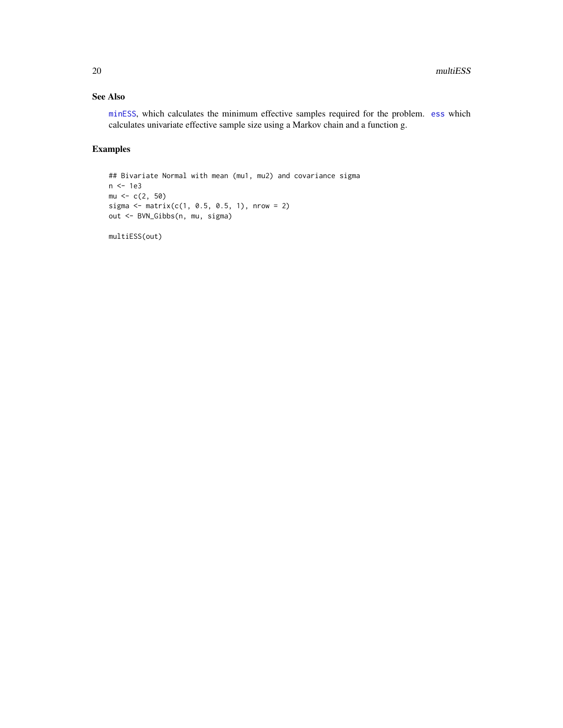## See Also

minESS, which calculates the minimum effective samples required for the problem. ess which calculates univariate effective sample size using a Markov chain and a function g.

## Examples

```
## Bivariate Normal with mean (mu1, mu2) and covariance sigma
n <- 1e3
mu <- c(2, 50)
sigma <- matrix(c(1, 0.5, 0.5, 1), nrow = 2)
out <- BVN_Gibbs(n, mu, sigma)

multiESS(out)
```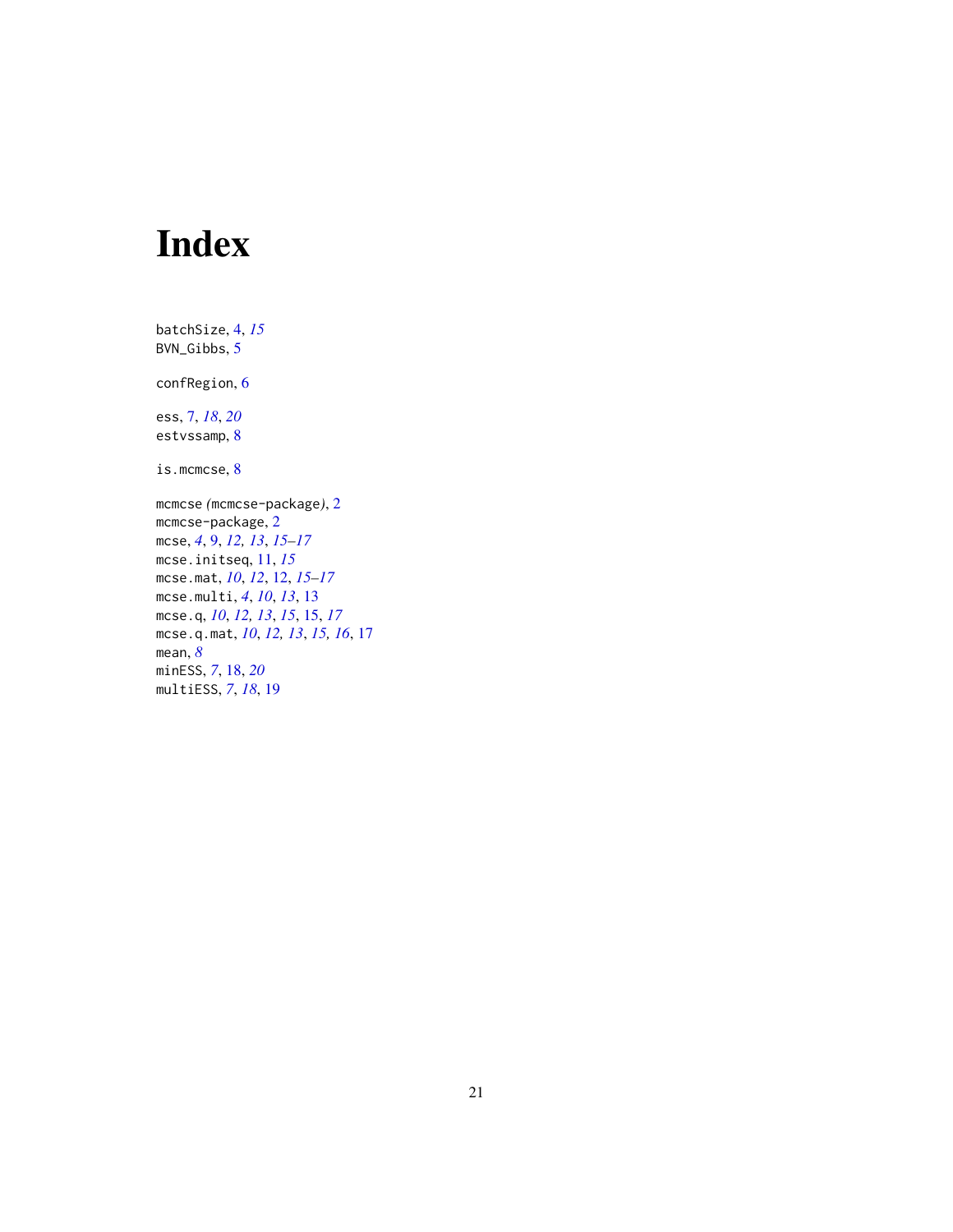# Index

batchSize, 4, *15*
BVN_Gibbs, 5

confRegion, 6

ess, 7, *18*, *20*
estvssamp, 8

is.mcmcse, 8

mcmcse *(*mcmcse-package*)*, 2
mcmcse-package, 2
mcse, *4*, 9, *12, 13*, *15–17*
mcse.initseq, 11, *15*
mcse.mat, *10*, *12*, 12, *15–17*
mcse.multi, *4*, *10*, *13*, 13
mcse.q, *10*, *12, 13*, *15*, 15, *17*
mcse.q.mat, *10*, *12, 13*, *15, 16*, 17
mean, *8*
minESS, *7*, 18, *20*
multiESS, *7*, *18*, 19